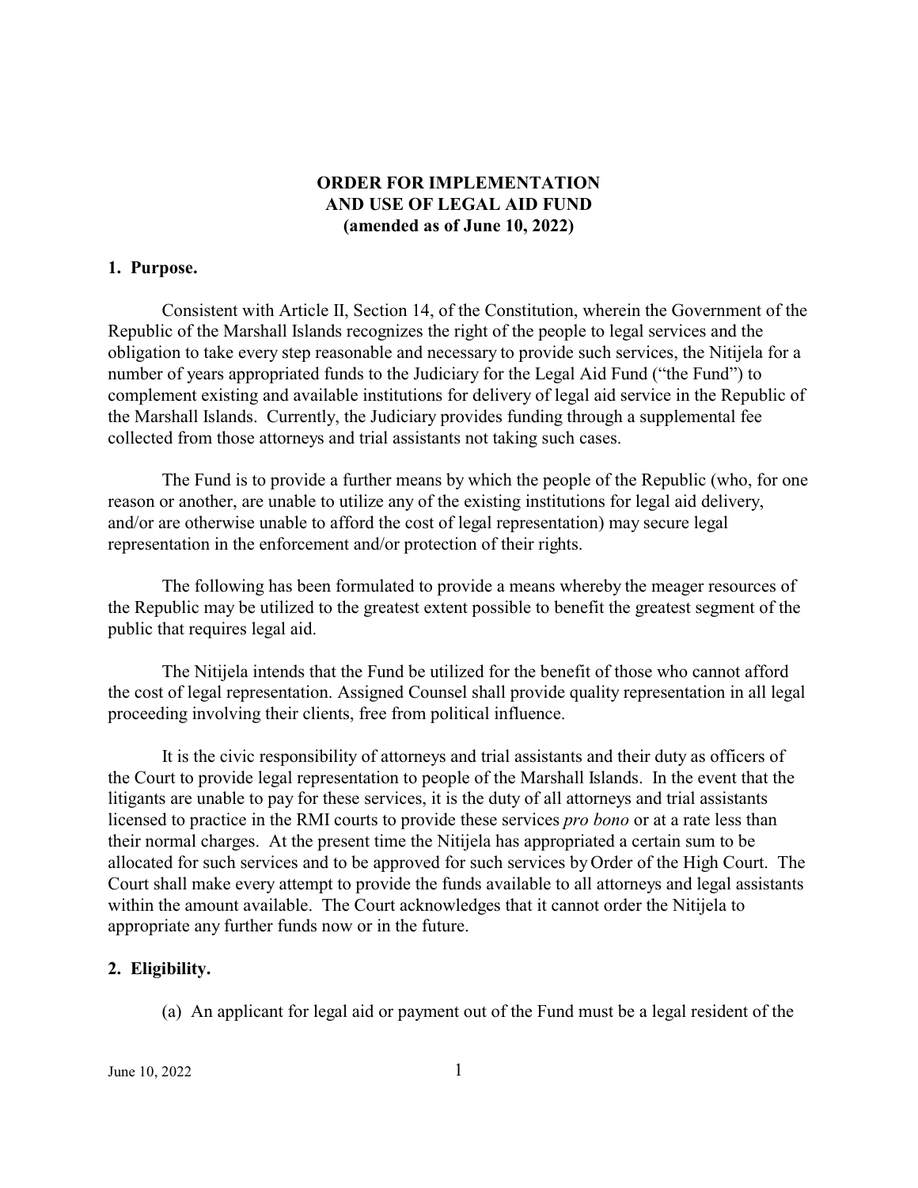# ORDER FOR IMPLEMENTATION AND USE OF LEGAL AID FUND (amended as of June 10, 2022)

## 1. Purpose.

Consistent with Article II, Section 14, of the Constitution, wherein the Government of the Republic of the Marshall Islands recognizes the right of the people to legal services and the obligation to take every step reasonable and necessary to provide such services, the Nitijela for a number of years appropriated funds to the Judiciary for the Legal Aid Fund ("the Fund") to complement existing and available institutions for delivery of legal aid service in the Republic of the Marshall Islands. Currently, the Judiciary provides funding through a supplemental fee collected from those attorneys and trial assistants not taking such cases.

The Fund is to provide a further means by which the people of the Republic (who, for one reason or another, are unable to utilize any of the existing institutions for legal aid delivery, and/or are otherwise unable to afford the cost of legal representation) may secure legal representation in the enforcement and/or protection of their rights.

The following has been formulated to provide a means whereby the meager resources of the Republic may be utilized to the greatest extent possible to benefit the greatest segment of the public that requires legal aid.

The Nitijela intends that the Fund be utilized for the benefit of those who cannot afford the cost of legal representation. Assigned Counsel shall provide quality representation in all legal proceeding involving their clients, free from political influence.

It is the civic responsibility of attorneys and trial assistants and their duty as officers of the Court to provide legal representation to people of the Marshall Islands. In the event that the litigants are unable to pay for these services, it is the duty of all attorneys and trial assistants licensed to practice in the RMI courts to provide these services *pro bono* or at a rate less than their normal charges. At the present time the Nitijela has appropriated a certain sum to be allocated for such services and to be approved for such services by Order of the High Court. The Court shall make every attempt to provide the funds available to all attorneys and legal assistants within the amount available. The Court acknowledges that it cannot order the Nitijela to appropriate any further funds now or in the future.

## 2. Eligibility.

(a) An applicant for legal aid or payment out of the Fund must be a legal resident of the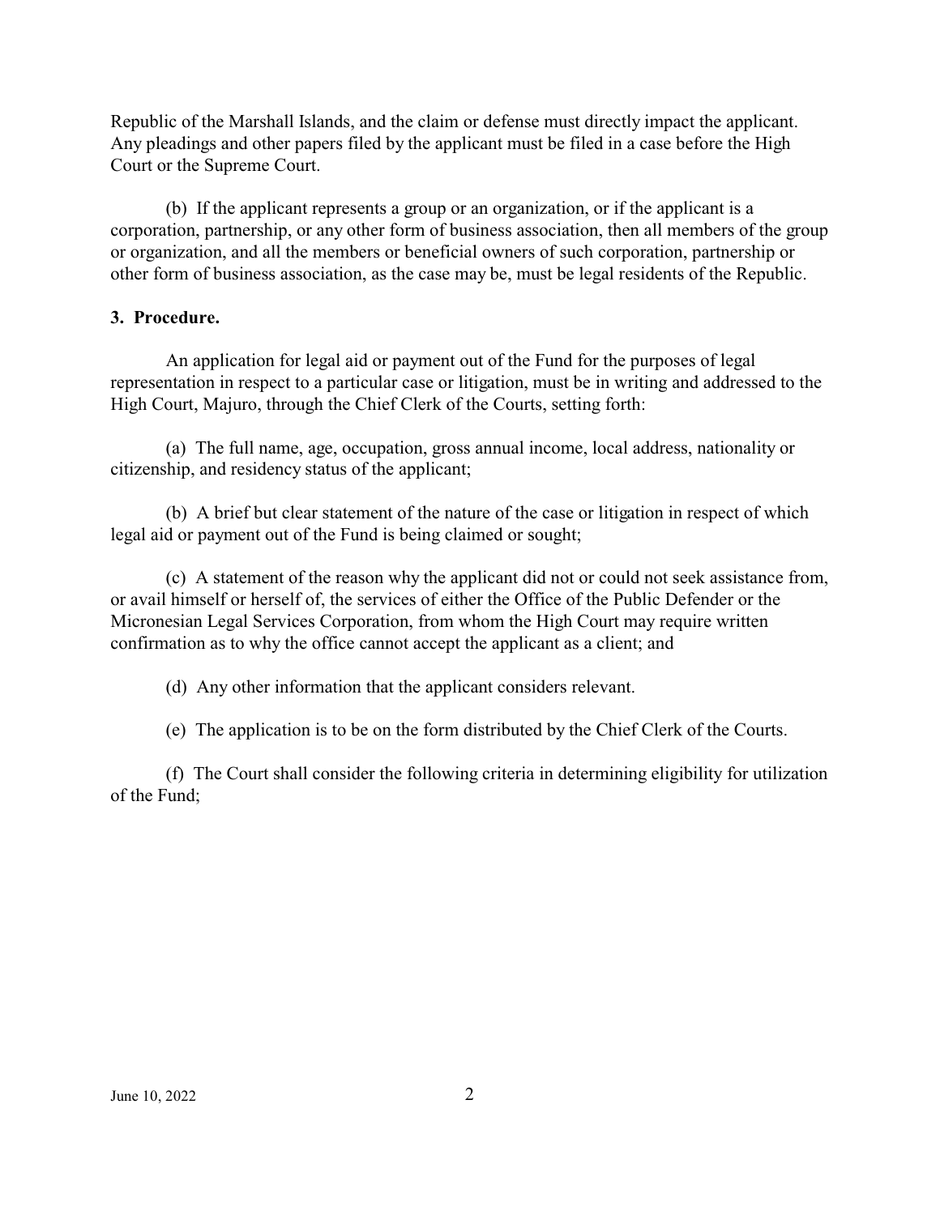Republic of the Marshall Islands, and the claim or defense must directly impact the applicant. Any pleadings and other papers filed by the applicant must be filed in a case before the High Court or the Supreme Court.

(b) If the applicant represents a group or an organization, or if the applicant is a corporation, partnership, or any other form of business association, then all members of the group or organization, and all the members or beneficial owners of such corporation, partnership or other form of business association, as the case may be, must be legal residents of the Republic.

**3. Procedure.**

An application for legal aid or payment out of the Fund for the purposes of legal representation in respect to a particular case or litigation, must be in writing and addressed to the High Court, Majuro, through the Chief Clerk of the Courts, setting forth:

(a) The full name, age, occupation, gross annual income, local address, nationality or citizenship, and residency status of the applicant;

(b) A brief but clear statement of the nature of the case or litigation in respect of which legal aid or payment out of the Fund is being claimed or sought;

(c) A statement of the reason why the applicant did not or could not seek assistance from, or avail himself or herself of, the services of either the Office of the Public Defender or the Micronesian Legal Services Corporation, from whom the High Court may require written confirmation as to why the office cannot accept the applicant as a client; and

(d) Any other information that the applicant considers relevant.

(e) The application is to be on the form distributed by the Chief Clerk of the Courts.

(f) The Court shall consider the following criteria in determining eligibility for utilization of the Fund;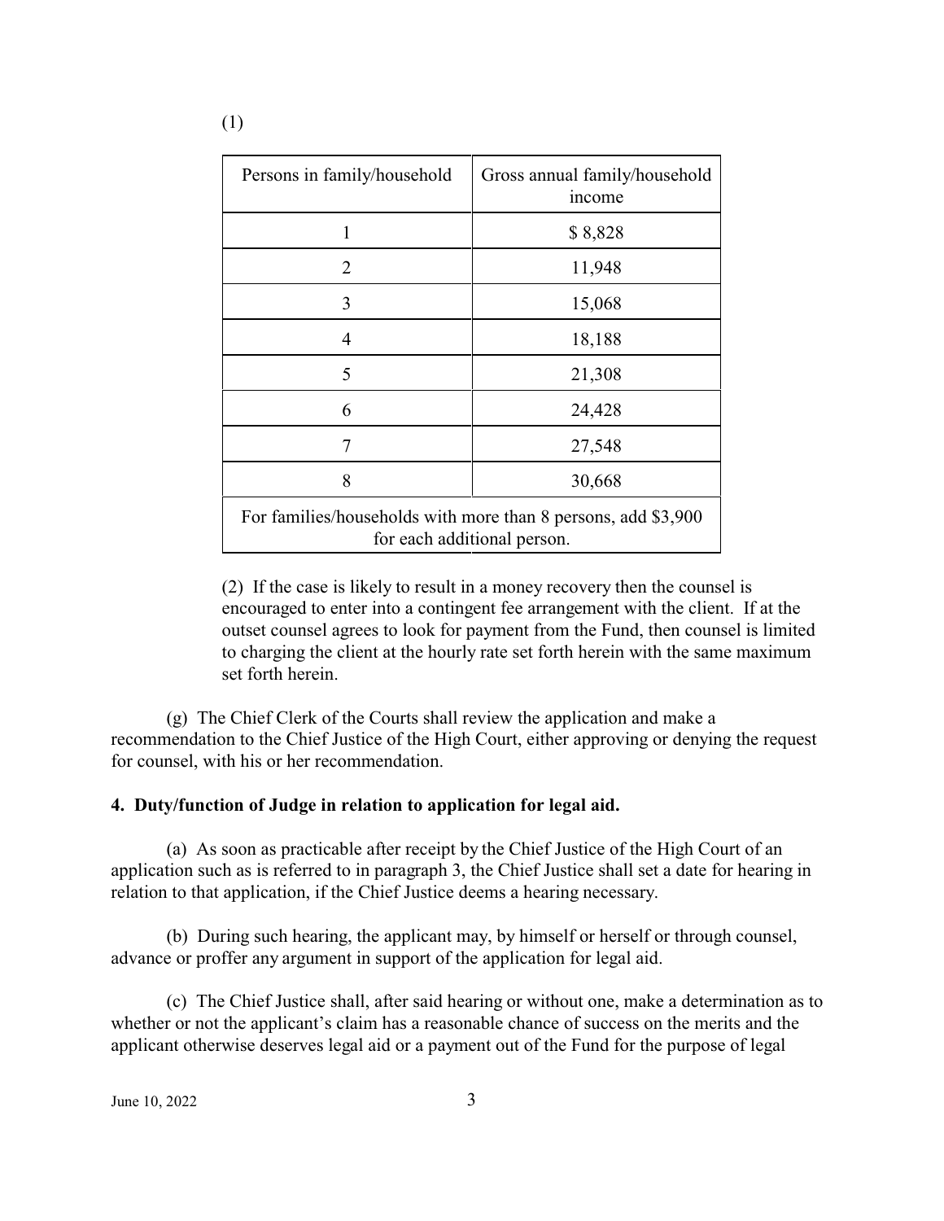(1)

| Persons in family/household | Gross annual family/household income |
|---|---|
| 1 | $ 8,828 |
| 2 | 11,948 |
| 3 | 15,068 |
| 4 | 18,188 |
| 5 | 21,308 |
| 6 | 24,428 |
| 7 | 27,548 |
| 8 | 30,668 |
| For families/households with more than 8 persons, add $3,900 for each additional person. | |

(2) If the case is likely to result in a money recovery then the counsel is encouraged to enter into a contingent fee arrangement with the client. If at the outset counsel agrees to look for payment from the Fund, then counsel is limited to charging the client at the hourly rate set forth herein with the same maximum set forth herein.

(g) The Chief Clerk of the Courts shall review the application and make a recommendation to the Chief Justice of the High Court, either approving or denying the request for counsel, with his or her recommendation.

**4. Duty/function of Judge in relation to application for legal aid.**

(a) As soon as practicable after receipt by the Chief Justice of the High Court of an application such as is referred to in paragraph 3, the Chief Justice shall set a date for hearing in relation to that application, if the Chief Justice deems a hearing necessary.

(b) During such hearing, the applicant may, by himself or herself or through counsel, advance or proffer any argument in support of the application for legal aid.

(c) The Chief Justice shall, after said hearing or without one, make a determination as to whether or not the applicant's claim has a reasonable chance of success on the merits and the applicant otherwise deserves legal aid or a payment out of the Fund for the purpose of legal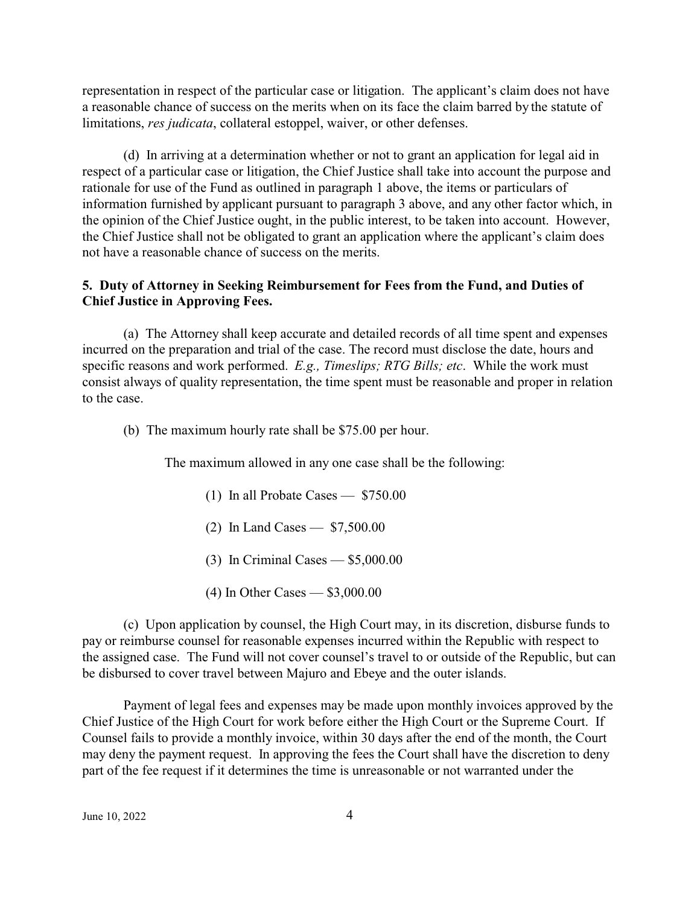representation in respect of the particular case or litigation. The applicant's claim does not have a reasonable chance of success on the merits when on its face the claim barred by the statute of limitations, *res judicata*, collateral estoppel, waiver, or other defenses.

(d) In arriving at a determination whether or not to grant an application for legal aid in respect of a particular case or litigation, the Chief Justice shall take into account the purpose and rationale for use of the Fund as outlined in paragraph 1 above, the items or particulars of information furnished by applicant pursuant to paragraph 3 above, and any other factor which, in the opinion of the Chief Justice ought, in the public interest, to be taken into account. However, the Chief Justice shall not be obligated to grant an application where the applicant's claim does not have a reasonable chance of success on the merits.

**5. Duty of Attorney in Seeking Reimbursement for Fees from the Fund, and Duties of Chief Justice in Approving Fees.**

(a) The Attorney shall keep accurate and detailed records of all time spent and expenses incurred on the preparation and trial of the case. The record must disclose the date, hours and specific reasons and work performed. *E.g., Timeslips; RTG Bills; etc*. While the work must consist always of quality representation, the time spent must be reasonable and proper in relation to the case.

(b) The maximum hourly rate shall be $75.00 per hour.

The maximum allowed in any one case shall be the following:

(1) In all Probate Cases — $750.00

(2) In Land Cases — $7,500.00

(3) In Criminal Cases — $5,000.00

(4) In Other Cases — $3,000.00

(c) Upon application by counsel, the High Court may, in its discretion, disburse funds to pay or reimburse counsel for reasonable expenses incurred within the Republic with respect to the assigned case. The Fund will not cover counsel's travel to or outside of the Republic, but can be disbursed to cover travel between Majuro and Ebeye and the outer islands.

Payment of legal fees and expenses may be made upon monthly invoices approved by the Chief Justice of the High Court for work before either the High Court or the Supreme Court. If Counsel fails to provide a monthly invoice, within 30 days after the end of the month, the Court may deny the payment request. In approving the fees the Court shall have the discretion to deny part of the fee request if it determines the time is unreasonable or not warranted under the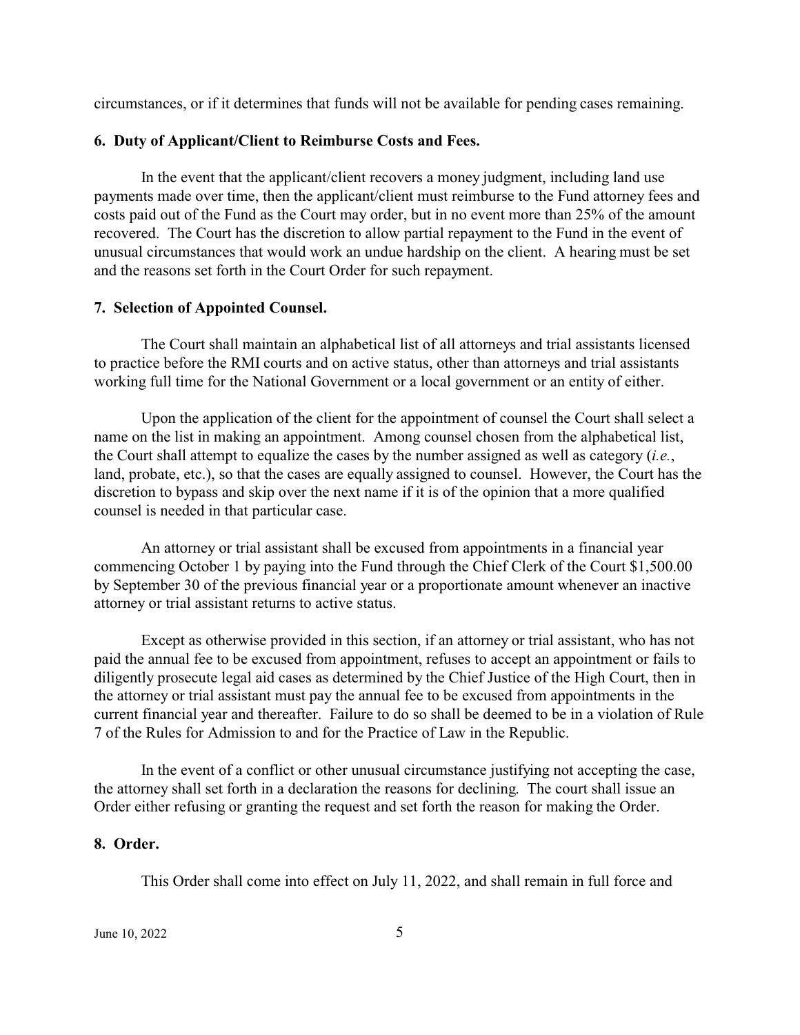circumstances, or if it determines that funds will not be available for pending cases remaining.

**6. Duty of Applicant/Client to Reimburse Costs and Fees.**

In the event that the applicant/client recovers a money judgment, including land use payments made over time, then the applicant/client must reimburse to the Fund attorney fees and costs paid out of the Fund as the Court may order, but in no event more than 25% of the amount recovered. The Court has the discretion to allow partial repayment to the Fund in the event of unusual circumstances that would work an undue hardship on the client. A hearing must be set and the reasons set forth in the Court Order for such repayment.

**7. Selection of Appointed Counsel.**

The Court shall maintain an alphabetical list of all attorneys and trial assistants licensed to practice before the RMI courts and on active status, other than attorneys and trial assistants working full time for the National Government or a local government or an entity of either.

Upon the application of the client for the appointment of counsel the Court shall select a name on the list in making an appointment. Among counsel chosen from the alphabetical list, the Court shall attempt to equalize the cases by the number assigned as well as category (*i.e.*, land, probate, etc.), so that the cases are equally assigned to counsel. However, the Court has the discretion to bypass and skip over the next name if it is of the opinion that a more qualified counsel is needed in that particular case.

An attorney or trial assistant shall be excused from appointments in a financial year commencing October 1 by paying into the Fund through the Chief Clerk of the Court $1,500.00 by September 30 of the previous financial year or a proportionate amount whenever an inactive attorney or trial assistant returns to active status.

Except as otherwise provided in this section, if an attorney or trial assistant, who has not paid the annual fee to be excused from appointment, refuses to accept an appointment or fails to diligently prosecute legal aid cases as determined by the Chief Justice of the High Court, then in the attorney or trial assistant must pay the annual fee to be excused from appointments in the current financial year and thereafter. Failure to do so shall be deemed to be in a violation of Rule 7 of the Rules for Admission to and for the Practice of Law in the Republic.

In the event of a conflict or other unusual circumstance justifying not accepting the case, the attorney shall set forth in a declaration the reasons for declining. The court shall issue an Order either refusing or granting the request and set forth the reason for making the Order.

**8. Order.**

This Order shall come into effect on July 11, 2022, and shall remain in full force and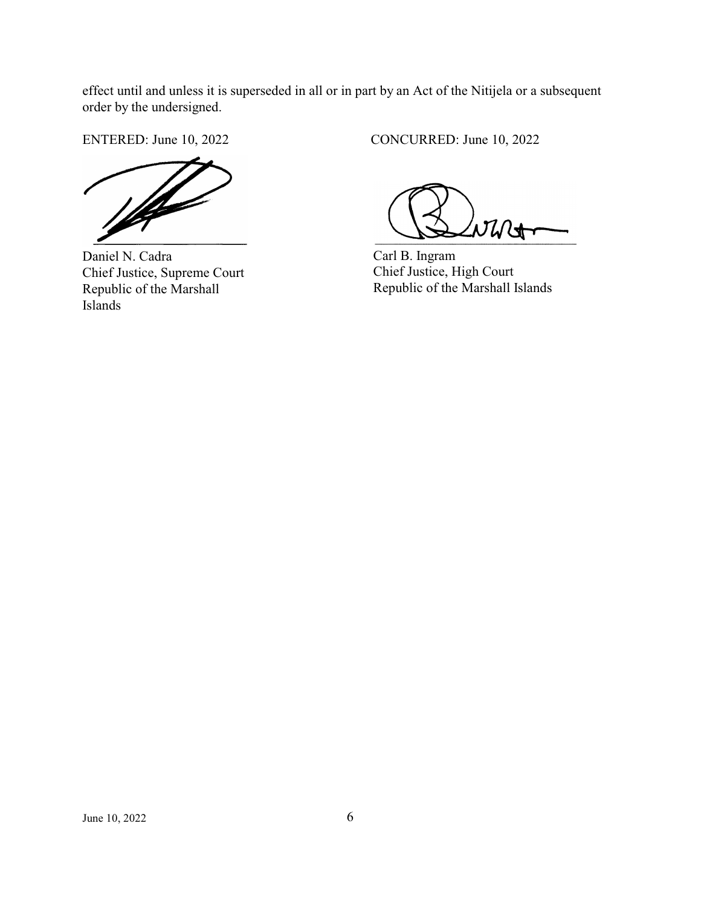effect until and unless it is superseded in all or in part by an Act of the Nitijela or a subsequent order by the undersigned.

ENTERED: June 10, 2022

Daniel N. Cadra
Chief Justice, Supreme Court
Republic of the Marshall Islands

CONCURRED: June 10, 2022

Carl B. Ingram
Chief Justice, High Court
Republic of the Marshall Islands